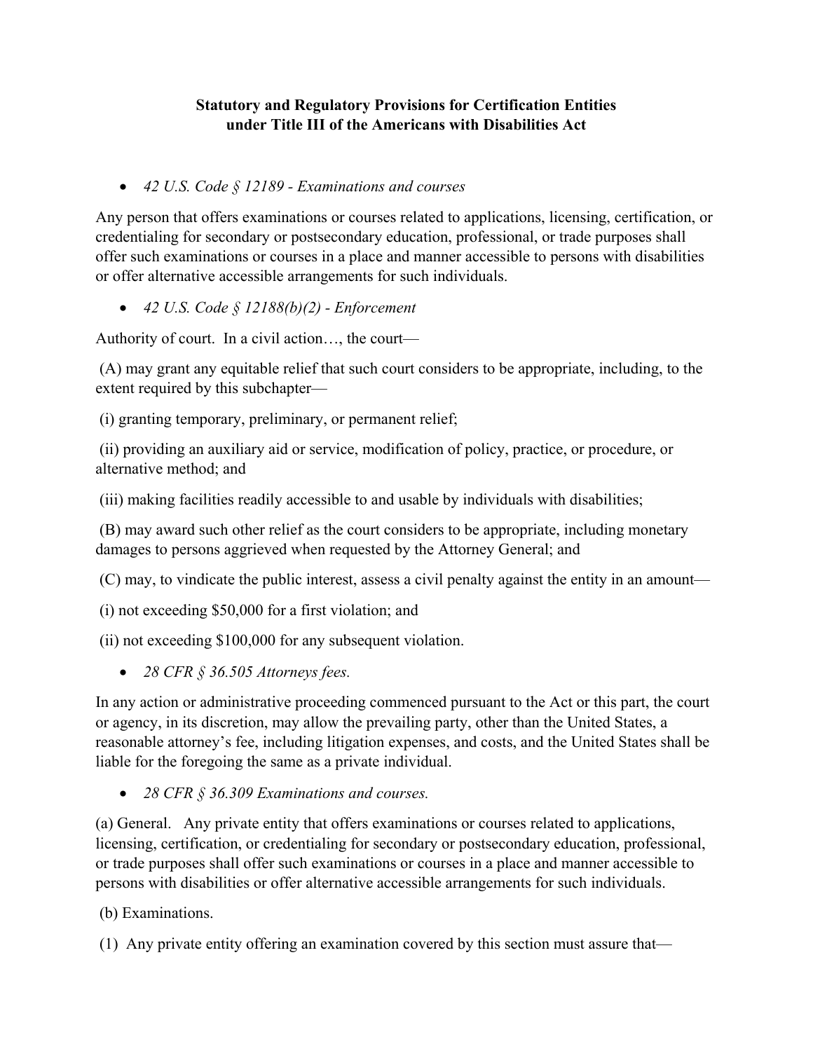**Statutory and Regulatory Provisions for Certification Entities under Title III of the Americans with Disabilities Act**

- *42 U.S. Code § 12189 - Examinations and courses*

Any person that offers examinations or courses related to applications, licensing, certification, or credentialing for secondary or postsecondary education, professional, or trade purposes shall offer such examinations or courses in a place and manner accessible to persons with disabilities or offer alternative accessible arrangements for such individuals.

- *42 U.S. Code § 12188(b)(2) - Enforcement*

Authority of court. In a civil action…, the court—

(A) may grant any equitable relief that such court considers to be appropriate, including, to the extent required by this subchapter—

(i) granting temporary, preliminary, or permanent relief;

(ii) providing an auxiliary aid or service, modification of policy, practice, or procedure, or alternative method; and

(iii) making facilities readily accessible to and usable by individuals with disabilities;

(B) may award such other relief as the court considers to be appropriate, including monetary damages to persons aggrieved when requested by the Attorney General; and

(C) may, to vindicate the public interest, assess a civil penalty against the entity in an amount—

(i) not exceeding $50,000 for a first violation; and

(ii) not exceeding $100,000 for any subsequent violation.

- *28 CFR § 36.505 Attorneys fees.*

In any action or administrative proceeding commenced pursuant to the Act or this part, the court or agency, in its discretion, may allow the prevailing party, other than the United States, a reasonable attorney's fee, including litigation expenses, and costs, and the United States shall be liable for the foregoing the same as a private individual.

- *28 CFR § 36.309 Examinations and courses.*

(a) General. Any private entity that offers examinations or courses related to applications, licensing, certification, or credentialing for secondary or postsecondary education, professional, or trade purposes shall offer such examinations or courses in a place and manner accessible to persons with disabilities or offer alternative accessible arrangements for such individuals.

(b) Examinations.

(1) Any private entity offering an examination covered by this section must assure that—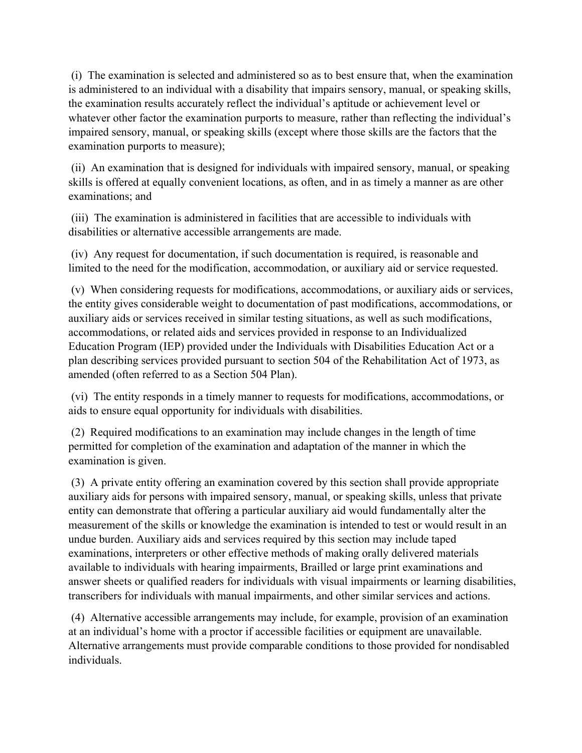(i) The examination is selected and administered so as to best ensure that, when the examination is administered to an individual with a disability that impairs sensory, manual, or speaking skills, the examination results accurately reflect the individual's aptitude or achievement level or whatever other factor the examination purports to measure, rather than reflecting the individual's impaired sensory, manual, or speaking skills (except where those skills are the factors that the examination purports to measure);

(ii) An examination that is designed for individuals with impaired sensory, manual, or speaking skills is offered at equally convenient locations, as often, and in as timely a manner as are other examinations; and

(iii) The examination is administered in facilities that are accessible to individuals with disabilities or alternative accessible arrangements are made.

(iv) Any request for documentation, if such documentation is required, is reasonable and limited to the need for the modification, accommodation, or auxiliary aid or service requested.

(v) When considering requests for modifications, accommodations, or auxiliary aids or services, the entity gives considerable weight to documentation of past modifications, accommodations, or auxiliary aids or services received in similar testing situations, as well as such modifications, accommodations, or related aids and services provided in response to an Individualized Education Program (IEP) provided under the Individuals with Disabilities Education Act or a plan describing services provided pursuant to section 504 of the Rehabilitation Act of 1973, as amended (often referred to as a Section 504 Plan).

(vi) The entity responds in a timely manner to requests for modifications, accommodations, or aids to ensure equal opportunity for individuals with disabilities.

(2) Required modifications to an examination may include changes in the length of time permitted for completion of the examination and adaptation of the manner in which the examination is given.

(3) A private entity offering an examination covered by this section shall provide appropriate auxiliary aids for persons with impaired sensory, manual, or speaking skills, unless that private entity can demonstrate that offering a particular auxiliary aid would fundamentally alter the measurement of the skills or knowledge the examination is intended to test or would result in an undue burden. Auxiliary aids and services required by this section may include taped examinations, interpreters or other effective methods of making orally delivered materials available to individuals with hearing impairments, Brailled or large print examinations and answer sheets or qualified readers for individuals with visual impairments or learning disabilities, transcribers for individuals with manual impairments, and other similar services and actions.

(4) Alternative accessible arrangements may include, for example, provision of an examination at an individual's home with a proctor if accessible facilities or equipment are unavailable. Alternative arrangements must provide comparable conditions to those provided for nondisabled individuals.